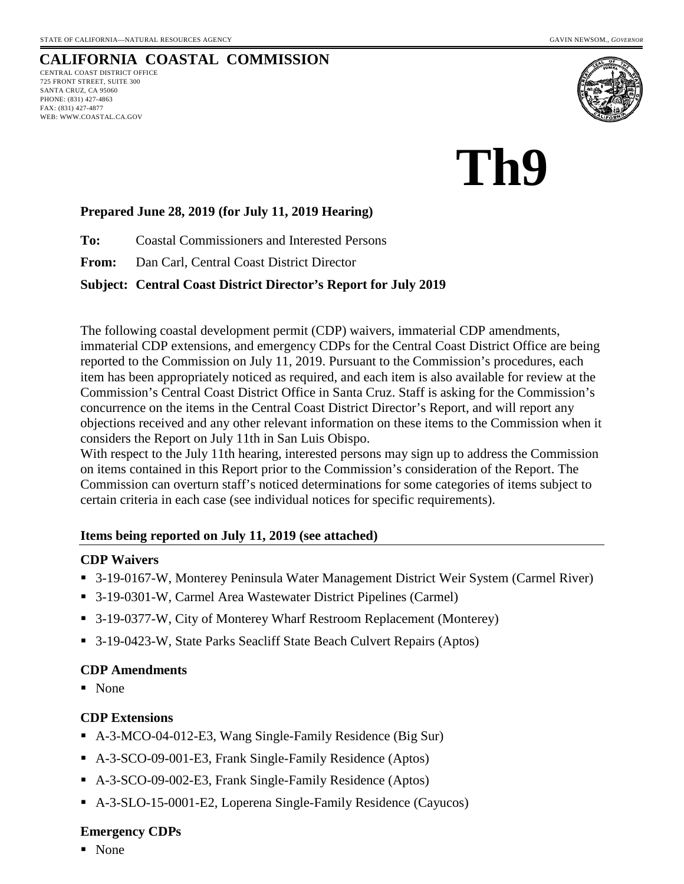STATE OF CALIFORNIA—NATURAL RESOURCES AGENCY GAVIN NEWSOM, *GOVERNOR*

# CALIFORNIA COASTAL COMMISSION

CENTRAL COAST DISTRICT OFFICE
725 FRONT STREET, SUITE 300
SANTA CRUZ, CA 95060
PHONE: (831) 427-4863
FAX: (831) 427-4877
WEB: WWW.COASTAL.CA.GOV

# Th9

**Prepared June 28, 2019 (for July 11, 2019 Hearing)**

**To:** Coastal Commissioners and Interested Persons

**From:** Dan Carl, Central Coast District Director

**Subject: Central Coast District Director's Report for July 2019**

The following coastal development permit (CDP) waivers, immaterial CDP amendments, immaterial CDP extensions, and emergency CDPs for the Central Coast District Office are being reported to the Commission on July 11, 2019. Pursuant to the Commission's procedures, each item has been appropriately noticed as required, and each item is also available for review at the Commission's Central Coast District Office in Santa Cruz. Staff is asking for the Commission's concurrence on the items in the Central Coast District Director's Report, and will report any objections received and any other relevant information on these items to the Commission when it considers the Report on July 11th in San Luis Obispo.

With respect to the July 11th hearing, interested persons may sign up to address the Commission on items contained in this Report prior to the Commission's consideration of the Report. The Commission can overturn staff's noticed determinations for some categories of items subject to certain criteria in each case (see individual notices for specific requirements).

**Items being reported on July 11, 2019 (see attached)**

**CDP Waivers**

- 3-19-0167-W, Monterey Peninsula Water Management District Weir System (Carmel River)
- 3-19-0301-W, Carmel Area Wastewater District Pipelines (Carmel)
- 3-19-0377-W, City of Monterey Wharf Restroom Replacement (Monterey)
- 3-19-0423-W, State Parks Seacliff State Beach Culvert Repairs (Aptos)

**CDP Amendments**

- None

**CDP Extensions**

- A-3-MCO-04-012-E3, Wang Single-Family Residence (Big Sur)
- A-3-SCO-09-001-E3, Frank Single-Family Residence (Aptos)
- A-3-SCO-09-002-E3, Frank Single-Family Residence (Aptos)
- A-3-SLO-15-0001-E2, Loperena Single-Family Residence (Cayucos)

**Emergency CDPs**

- None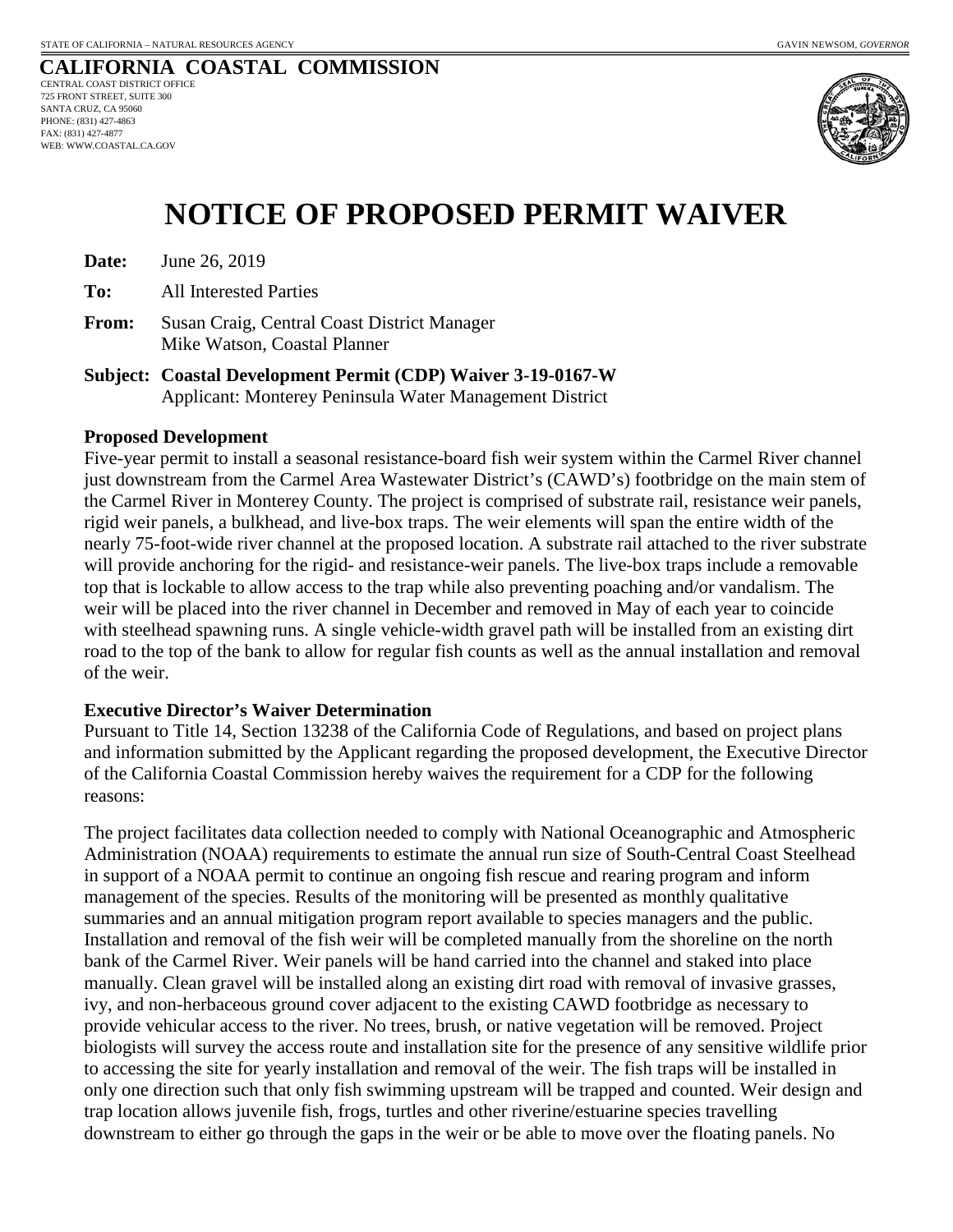STATE OF CALIFORNIA – NATURAL RESOURCES AGENCY GAVIN NEWSOM, *GOVERNOR*

## CALIFORNIA COASTAL COMMISSION

CENTRAL COAST DISTRICT OFFICE
725 FRONT STREET, SUITE 300
SANTA CRUZ, CA 95060
PHONE: (831) 427-4863
FAX: (831) 427-4877
WEB: WWW.COASTAL.CA.GOV

# NOTICE OF PROPOSED PERMIT WAIVER

**Date:** June 26, 2019

**To:** All Interested Parties

**From:** Susan Craig, Central Coast District Manager
Mike Watson, Coastal Planner

**Subject: Coastal Development Permit (CDP) Waiver 3-19-0167-W**
Applicant: Monterey Peninsula Water Management District

### Proposed Development

Five-year permit to install a seasonal resistance-board fish weir system within the Carmel River channel just downstream from the Carmel Area Wastewater District's (CAWD's) footbridge on the main stem of the Carmel River in Monterey County. The project is comprised of substrate rail, resistance weir panels, rigid weir panels, a bulkhead, and live-box traps. The weir elements will span the entire width of the nearly 75-foot-wide river channel at the proposed location. A substrate rail attached to the river substrate will provide anchoring for the rigid- and resistance-weir panels. The live-box traps include a removable top that is lockable to allow access to the trap while also preventing poaching and/or vandalism. The weir will be placed into the river channel in December and removed in May of each year to coincide with steelhead spawning runs. A single vehicle-width gravel path will be installed from an existing dirt road to the top of the bank to allow for regular fish counts as well as the annual installation and removal of the weir.

### Executive Director's Waiver Determination

Pursuant to Title 14, Section 13238 of the California Code of Regulations, and based on project plans and information submitted by the Applicant regarding the proposed development, the Executive Director of the California Coastal Commission hereby waives the requirement for a CDP for the following reasons:

The project facilitates data collection needed to comply with National Oceanographic and Atmospheric Administration (NOAA) requirements to estimate the annual run size of South-Central Coast Steelhead in support of a NOAA permit to continue an ongoing fish rescue and rearing program and inform management of the species. Results of the monitoring will be presented as monthly qualitative summaries and an annual mitigation program report available to species managers and the public. Installation and removal of the fish weir will be completed manually from the shoreline on the north bank of the Carmel River. Weir panels will be hand carried into the channel and staked into place manually. Clean gravel will be installed along an existing dirt road with removal of invasive grasses, ivy, and non-herbaceous ground cover adjacent to the existing CAWD footbridge as necessary to provide vehicular access to the river. No trees, brush, or native vegetation will be removed. Project biologists will survey the access route and installation site for the presence of any sensitive wildlife prior to accessing the site for yearly installation and removal of the weir. The fish traps will be installed in only one direction such that only fish swimming upstream will be trapped and counted. Weir design and trap location allows juvenile fish, frogs, turtles and other riverine/estuarine species travelling downstream to either go through the gaps in the weir or be able to move over the floating panels. No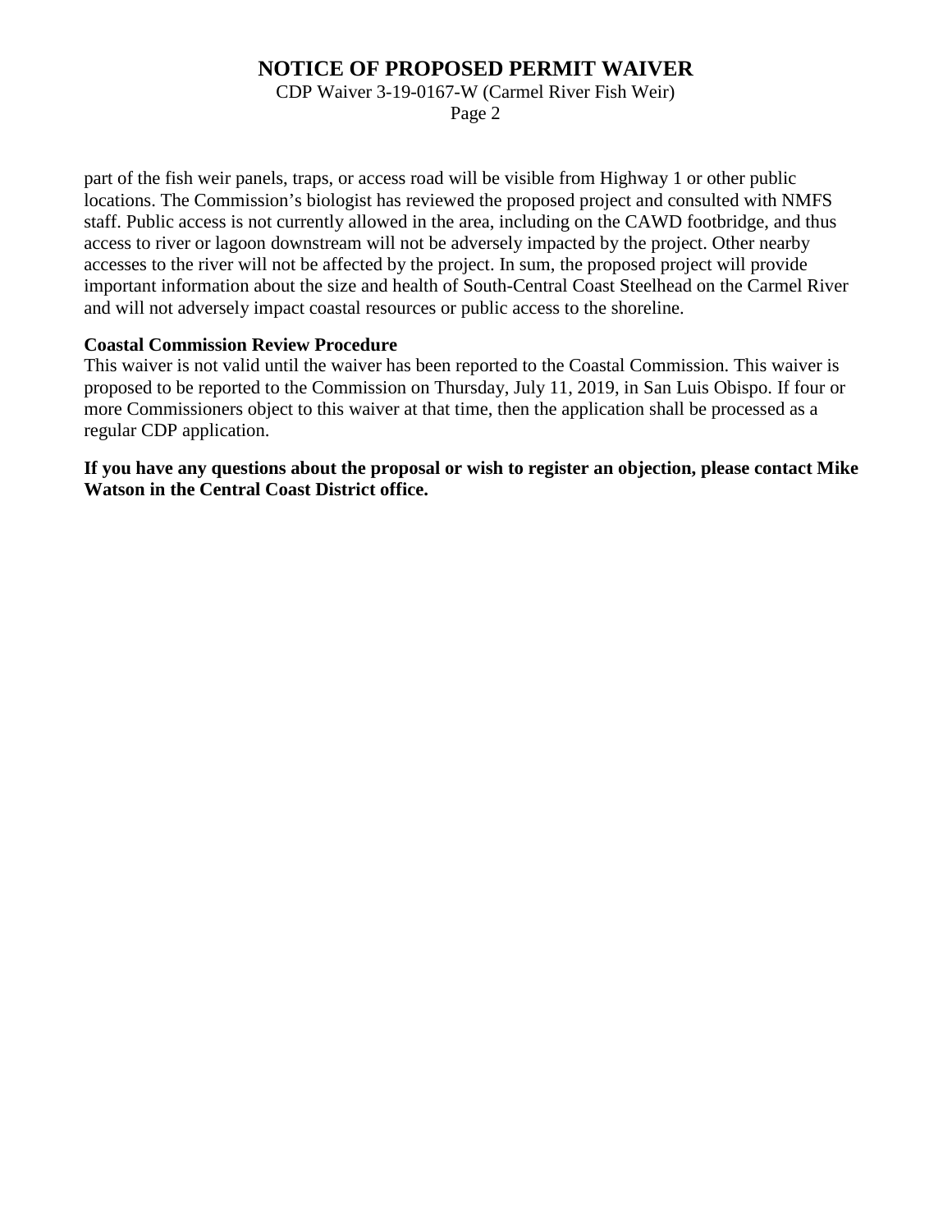part of the fish weir panels, traps, or access road will be visible from Highway 1 or other public locations. The Commission's biologist has reviewed the proposed project and consulted with NMFS staff. Public access is not currently allowed in the area, including on the CAWD footbridge, and thus access to river or lagoon downstream will not be adversely impacted by the project. Other nearby accesses to the river will not be affected by the project. In sum, the proposed project will provide important information about the size and health of South-Central Coast Steelhead on the Carmel River and will not adversely impact coastal resources or public access to the shoreline.

**Coastal Commission Review Procedure**

This waiver is not valid until the waiver has been reported to the Coastal Commission. This waiver is proposed to be reported to the Commission on Thursday, July 11, 2019, in San Luis Obispo. If four or more Commissioners object to this waiver at that time, then the application shall be processed as a regular CDP application.

**If you have any questions about the proposal or wish to register an objection, please contact Mike Watson in the Central Coast District office.**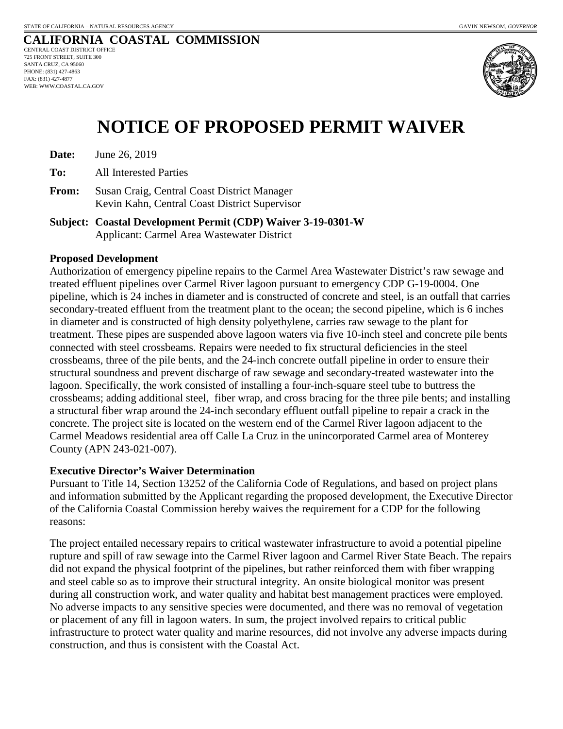STATE OF CALIFORNIA – NATURAL RESOURCES AGENCY — GAVIN NEWSOM, *GOVERNOR*

**CALIFORNIA COASTAL COMMISSION**
CENTRAL COAST DISTRICT OFFICE
725 FRONT STREET, SUITE 300
SANTA CRUZ, CA 95060
PHONE: (831) 427-4863
FAX: (831) 427-4877
WEB: WWW.COASTAL.CA.GOV

# NOTICE OF PROPOSED PERMIT WAIVER

**Date:** June 26, 2019

**To:** All Interested Parties

**From:** Susan Craig, Central Coast District Manager
Kevin Kahn, Central Coast District Supervisor

**Subject: Coastal Development Permit (CDP) Waiver 3-19-0301-W**
Applicant: Carmel Area Wastewater District

**Proposed Development**

Authorization of emergency pipeline repairs to the Carmel Area Wastewater District's raw sewage and treated effluent pipelines over Carmel River lagoon pursuant to emergency CDP G-19-0004. One pipeline, which is 24 inches in diameter and is constructed of concrete and steel, is an outfall that carries secondary-treated effluent from the treatment plant to the ocean; the second pipeline, which is 6 inches in diameter and is constructed of high density polyethylene, carries raw sewage to the plant for treatment. These pipes are suspended above lagoon waters via five 10-inch steel and concrete pile bents connected with steel crossbeams. Repairs were needed to fix structural deficiencies in the steel crossbeams, three of the pile bents, and the 24-inch concrete outfall pipeline in order to ensure their structural soundness and prevent discharge of raw sewage and secondary-treated wastewater into the lagoon. Specifically, the work consisted of installing a four-inch-square steel tube to buttress the crossbeams; adding additional steel, fiber wrap, and cross bracing for the three pile bents; and installing a structural fiber wrap around the 24-inch secondary effluent outfall pipeline to repair a crack in the concrete. The project site is located on the western end of the Carmel River lagoon adjacent to the Carmel Meadows residential area off Calle La Cruz in the unincorporated Carmel area of Monterey County (APN 243-021-007).

**Executive Director's Waiver Determination**

Pursuant to Title 14, Section 13252 of the California Code of Regulations, and based on project plans and information submitted by the Applicant regarding the proposed development, the Executive Director of the California Coastal Commission hereby waives the requirement for a CDP for the following reasons:

The project entailed necessary repairs to critical wastewater infrastructure to avoid a potential pipeline rupture and spill of raw sewage into the Carmel River lagoon and Carmel River State Beach. The repairs did not expand the physical footprint of the pipelines, but rather reinforced them with fiber wrapping and steel cable so as to improve their structural integrity. An onsite biological monitor was present during all construction work, and water quality and habitat best management practices were employed. No adverse impacts to any sensitive species were documented, and there was no removal of vegetation or placement of any fill in lagoon waters. In sum, the project involved repairs to critical public infrastructure to protect water quality and marine resources, did not involve any adverse impacts during construction, and thus is consistent with the Coastal Act.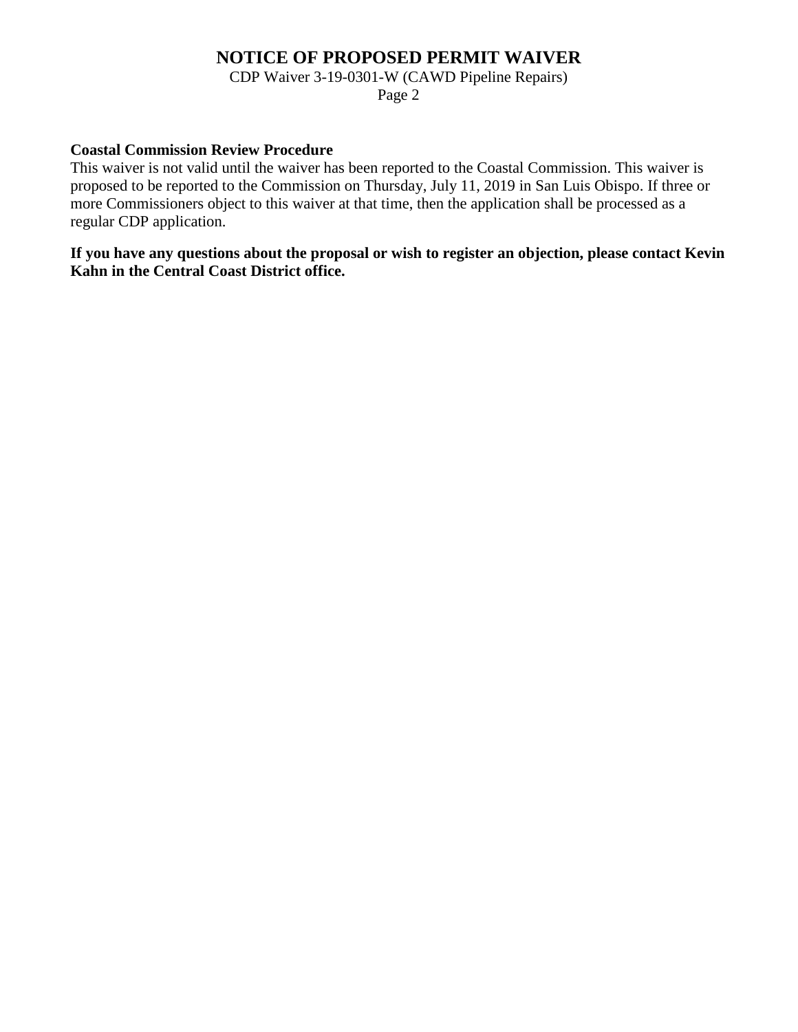**Coastal Commission Review Procedure**

This waiver is not valid until the waiver has been reported to the Coastal Commission. This waiver is proposed to be reported to the Commission on Thursday, July 11, 2019 in San Luis Obispo. If three or more Commissioners object to this waiver at that time, then the application shall be processed as a regular CDP application.

**If you have any questions about the proposal or wish to register an objection, please contact Kevin Kahn in the Central Coast District office.**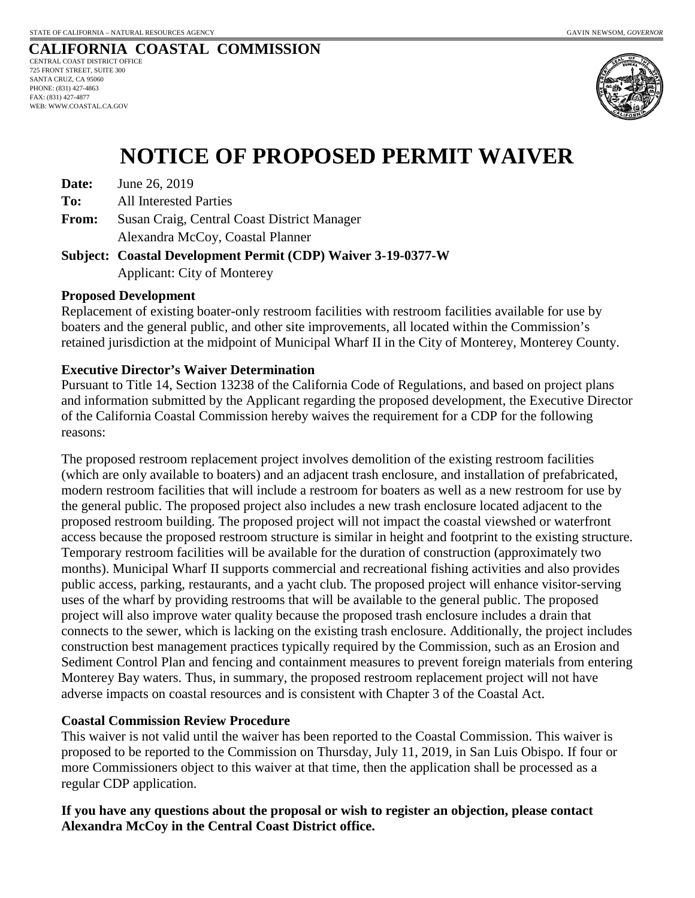STATE OF CALIFORNIA – NATURAL RESOURCES AGENCY GAVIN NEWSOM, *GOVERNOR*

**CALIFORNIA COASTAL COMMISSION**
CENTRAL COAST DISTRICT OFFICE
725 FRONT STREET, SUITE 300
SANTA CRUZ, CA 95060
PHONE: (831) 427-4863
FAX: (831) 427-4877
WEB: WWW.COASTAL.CA.GOV

# NOTICE OF PROPOSED PERMIT WAIVER

**Date:** June 26, 2019

**To:** All Interested Parties

**From:** Susan Craig, Central Coast District Manager
Alexandra McCoy, Coastal Planner

**Subject: Coastal Development Permit (CDP) Waiver 3-19-0377-W**
Applicant: City of Monterey

**Proposed Development**

Replacement of existing boater-only restroom facilities with restroom facilities available for use by boaters and the general public, and other site improvements, all located within the Commission's retained jurisdiction at the midpoint of Municipal Wharf II in the City of Monterey, Monterey County.

**Executive Director's Waiver Determination**

Pursuant to Title 14, Section 13238 of the California Code of Regulations, and based on project plans and information submitted by the Applicant regarding the proposed development, the Executive Director of the California Coastal Commission hereby waives the requirement for a CDP for the following reasons:

The proposed restroom replacement project involves demolition of the existing restroom facilities (which are only available to boaters) and an adjacent trash enclosure, and installation of prefabricated, modern restroom facilities that will include a restroom for boaters as well as a new restroom for use by the general public. The proposed project also includes a new trash enclosure located adjacent to the proposed restroom building. The proposed project will not impact the coastal viewshed or waterfront access because the proposed restroom structure is similar in height and footprint to the existing structure. Temporary restroom facilities will be available for the duration of construction (approximately two months). Municipal Wharf II supports commercial and recreational fishing activities and also provides public access, parking, restaurants, and a yacht club. The proposed project will enhance visitor-serving uses of the wharf by providing restrooms that will be available to the general public. The proposed project will also improve water quality because the proposed trash enclosure includes a drain that connects to the sewer, which is lacking on the existing trash enclosure. Additionally, the project includes construction best management practices typically required by the Commission, such as an Erosion and Sediment Control Plan and fencing and containment measures to prevent foreign materials from entering Monterey Bay waters. Thus, in summary, the proposed restroom replacement project will not have adverse impacts on coastal resources and is consistent with Chapter 3 of the Coastal Act.

**Coastal Commission Review Procedure**

This waiver is not valid until the waiver has been reported to the Coastal Commission. This waiver is proposed to be reported to the Commission on Thursday, July 11, 2019, in San Luis Obispo. If four or more Commissioners object to this waiver at that time, then the application shall be processed as a regular CDP application.

**If you have any questions about the proposal or wish to register an objection, please contact Alexandra McCoy in the Central Coast District office.**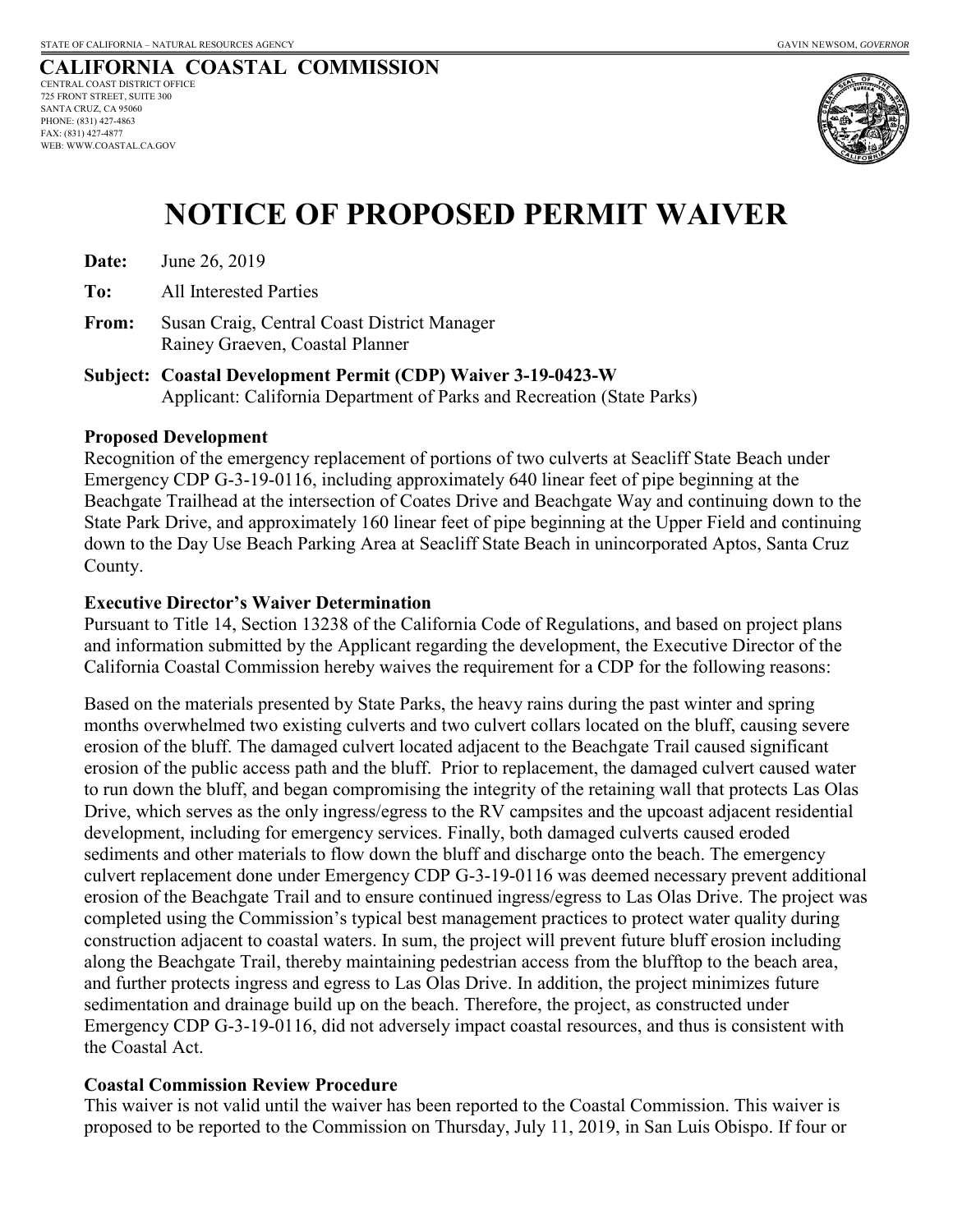STATE OF CALIFORNIA – NATURAL RESOURCES AGENCY GAVIN NEWSOM, *GOVERNOR*

**CALIFORNIA COASTAL COMMISSION**
CENTRAL COAST DISTRICT OFFICE
725 FRONT STREET, SUITE 300
SANTA CRUZ, CA 95060
PHONE: (831) 427-4863
FAX: (831) 427-4877
WEB: WWW.COASTAL.CA.GOV

# NOTICE OF PROPOSED PERMIT WAIVER

**Date:** June 26, 2019

**To:** All Interested Parties

**From:** Susan Craig, Central Coast District Manager
Rainey Graeven, Coastal Planner

**Subject: Coastal Development Permit (CDP) Waiver 3-19-0423-W**
Applicant: California Department of Parks and Recreation (State Parks)

**Proposed Development**

Recognition of the emergency replacement of portions of two culverts at Seacliff State Beach under Emergency CDP G-3-19-0116, including approximately 640 linear feet of pipe beginning at the Beachgate Trailhead at the intersection of Coates Drive and Beachgate Way and continuing down to the State Park Drive, and approximately 160 linear feet of pipe beginning at the Upper Field and continuing down to the Day Use Beach Parking Area at Seacliff State Beach in unincorporated Aptos, Santa Cruz County.

**Executive Director's Waiver Determination**

Pursuant to Title 14, Section 13238 of the California Code of Regulations, and based on project plans and information submitted by the Applicant regarding the development, the Executive Director of the California Coastal Commission hereby waives the requirement for a CDP for the following reasons:

Based on the materials presented by State Parks, the heavy rains during the past winter and spring months overwhelmed two existing culverts and two culvert collars located on the bluff, causing severe erosion of the bluff. The damaged culvert located adjacent to the Beachgate Trail caused significant erosion of the public access path and the bluff. Prior to replacement, the damaged culvert caused water to run down the bluff, and began compromising the integrity of the retaining wall that protects Las Olas Drive, which serves as the only ingress/egress to the RV campsites and the upcoast adjacent residential development, including for emergency services. Finally, both damaged culverts caused eroded sediments and other materials to flow down the bluff and discharge onto the beach. The emergency culvert replacement done under Emergency CDP G-3-19-0116 was deemed necessary prevent additional erosion of the Beachgate Trail and to ensure continued ingress/egress to Las Olas Drive. The project was completed using the Commission's typical best management practices to protect water quality during construction adjacent to coastal waters. In sum, the project will prevent future bluff erosion including along the Beachgate Trail, thereby maintaining pedestrian access from the blufftop to the beach area, and further protects ingress and egress to Las Olas Drive. In addition, the project minimizes future sedimentation and drainage build up on the beach. Therefore, the project, as constructed under Emergency CDP G-3-19-0116, did not adversely impact coastal resources, and thus is consistent with the Coastal Act.

**Coastal Commission Review Procedure**

This waiver is not valid until the waiver has been reported to the Coastal Commission. This waiver is proposed to be reported to the Commission on Thursday, July 11, 2019, in San Luis Obispo. If four or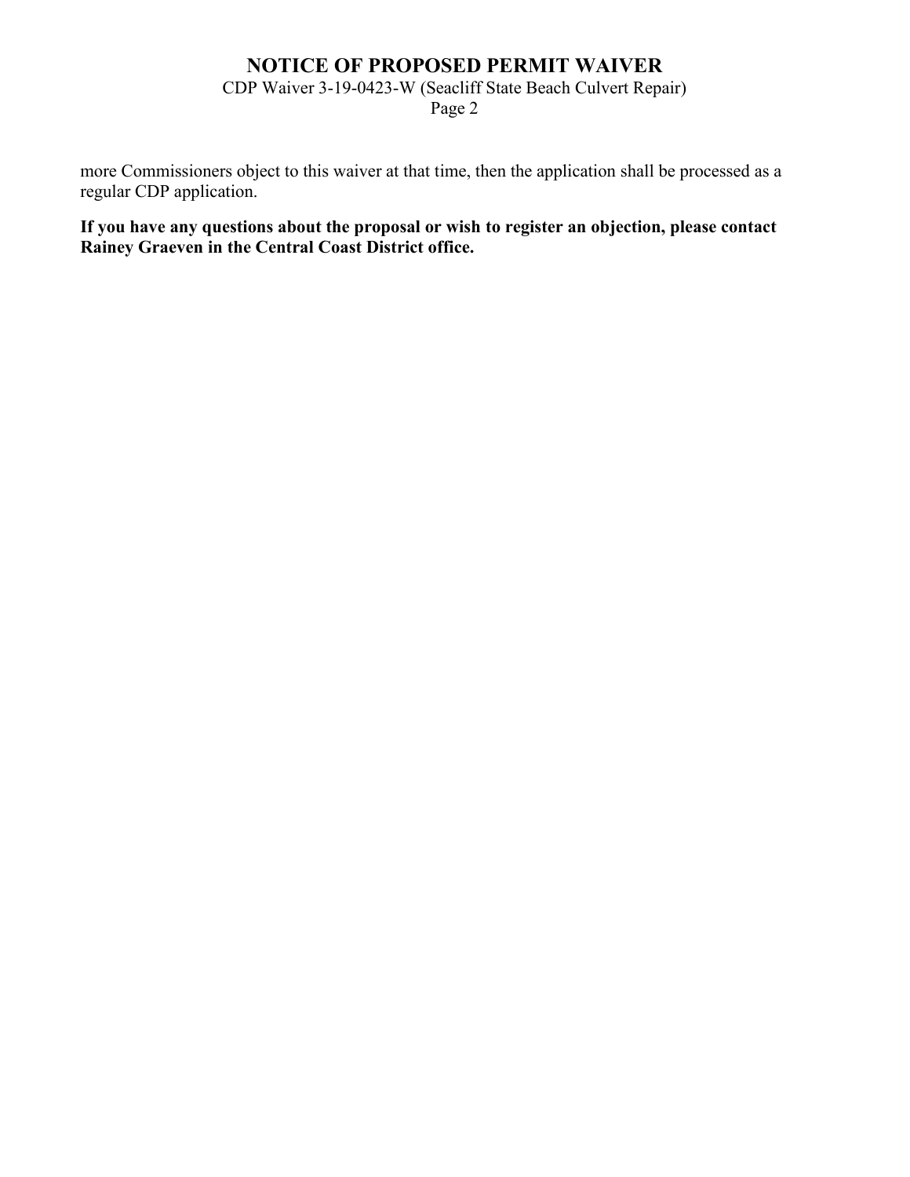more Commissioners object to this waiver at that time, then the application shall be processed as a regular CDP application.

**If you have any questions about the proposal or wish to register an objection, please contact Rainey Graeven in the Central Coast District office.**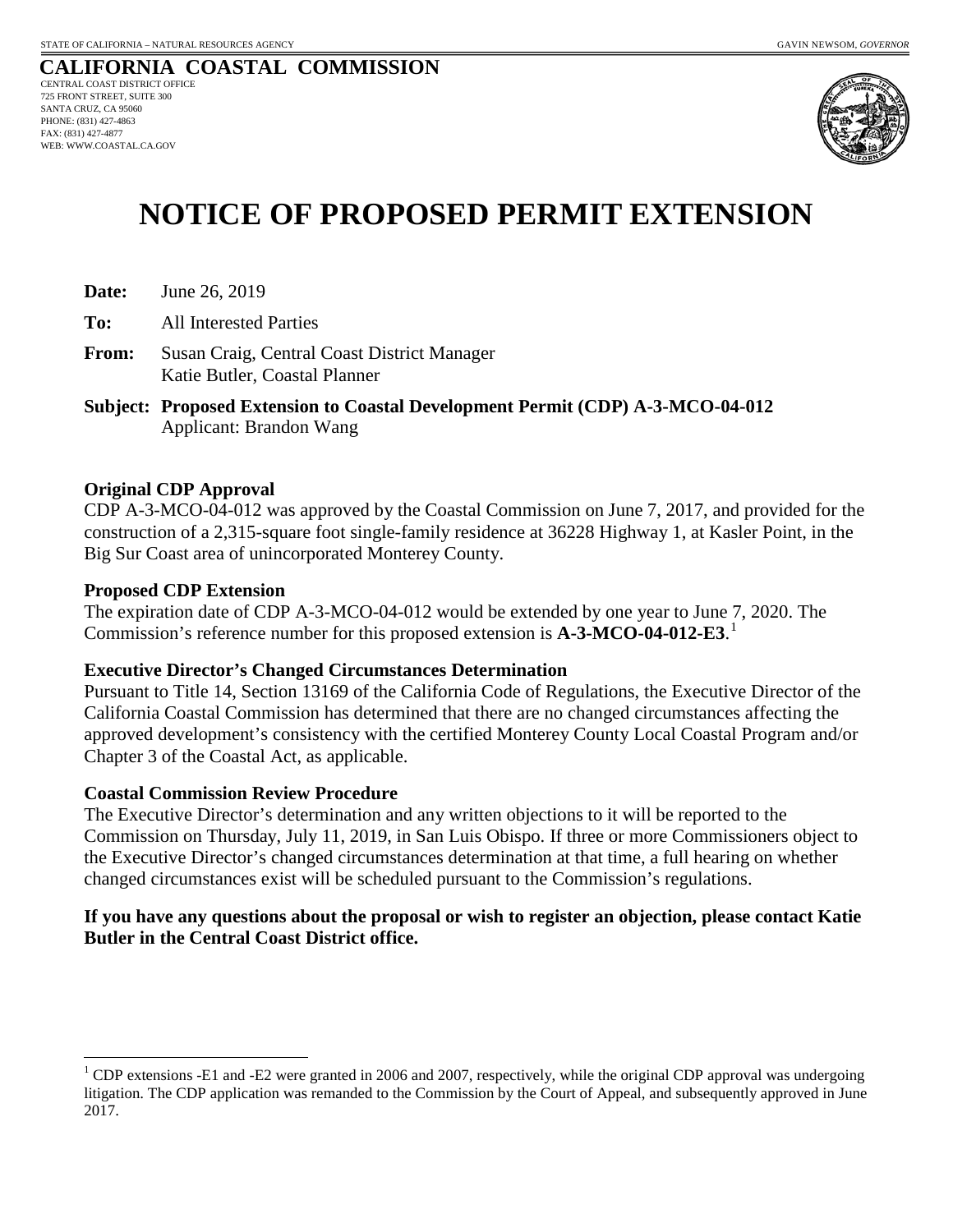STATE OF CALIFORNIA – NATURAL RESOURCES AGENCY GAVIN NEWSOM, *GOVERNOR*

**CALIFORNIA COASTAL COMMISSION**
CENTRAL COAST DISTRICT OFFICE
725 FRONT STREET, SUITE 300
SANTA CRUZ, CA 95060
PHONE: (831) 427-4863
FAX: (831) 427-4877
WEB: WWW.COASTAL.CA.GOV

# NOTICE OF PROPOSED PERMIT EXTENSION

**Date:** June 26, 2019

**To:** All Interested Parties

**From:** Susan Craig, Central Coast District Manager
Katie Butler, Coastal Planner

**Subject: Proposed Extension to Coastal Development Permit (CDP) A-3-MCO-04-012**
Applicant: Brandon Wang

**Original CDP Approval**
CDP A-3-MCO-04-012 was approved by the Coastal Commission on June 7, 2017, and provided for the construction of a 2,315-square foot single-family residence at 36228 Highway 1, at Kasler Point, in the Big Sur Coast area of unincorporated Monterey County.

**Proposed CDP Extension**
The expiration date of CDP A-3-MCO-04-012 would be extended by one year to June 7, 2020. The Commission's reference number for this proposed extension is **A-3-MCO-04-012-E3**.[1]

**Executive Director's Changed Circumstances Determination**
Pursuant to Title 14, Section 13169 of the California Code of Regulations, the Executive Director of the California Coastal Commission has determined that there are no changed circumstances affecting the approved development's consistency with the certified Monterey County Local Coastal Program and/or Chapter 3 of the Coastal Act, as applicable.

**Coastal Commission Review Procedure**
The Executive Director's determination and any written objections to it will be reported to the Commission on Thursday, July 11, 2019, in San Luis Obispo. If three or more Commissioners object to the Executive Director's changed circumstances determination at that time, a full hearing on whether changed circumstances exist will be scheduled pursuant to the Commission's regulations.

**If you have any questions about the proposal or wish to register an objection, please contact Katie Butler in the Central Coast District office.**

---

[1] CDP extensions -E1 and -E2 were granted in 2006 and 2007, respectively, while the original CDP approval was undergoing litigation. The CDP application was remanded to the Commission by the Court of Appeal, and subsequently approved in June 2017.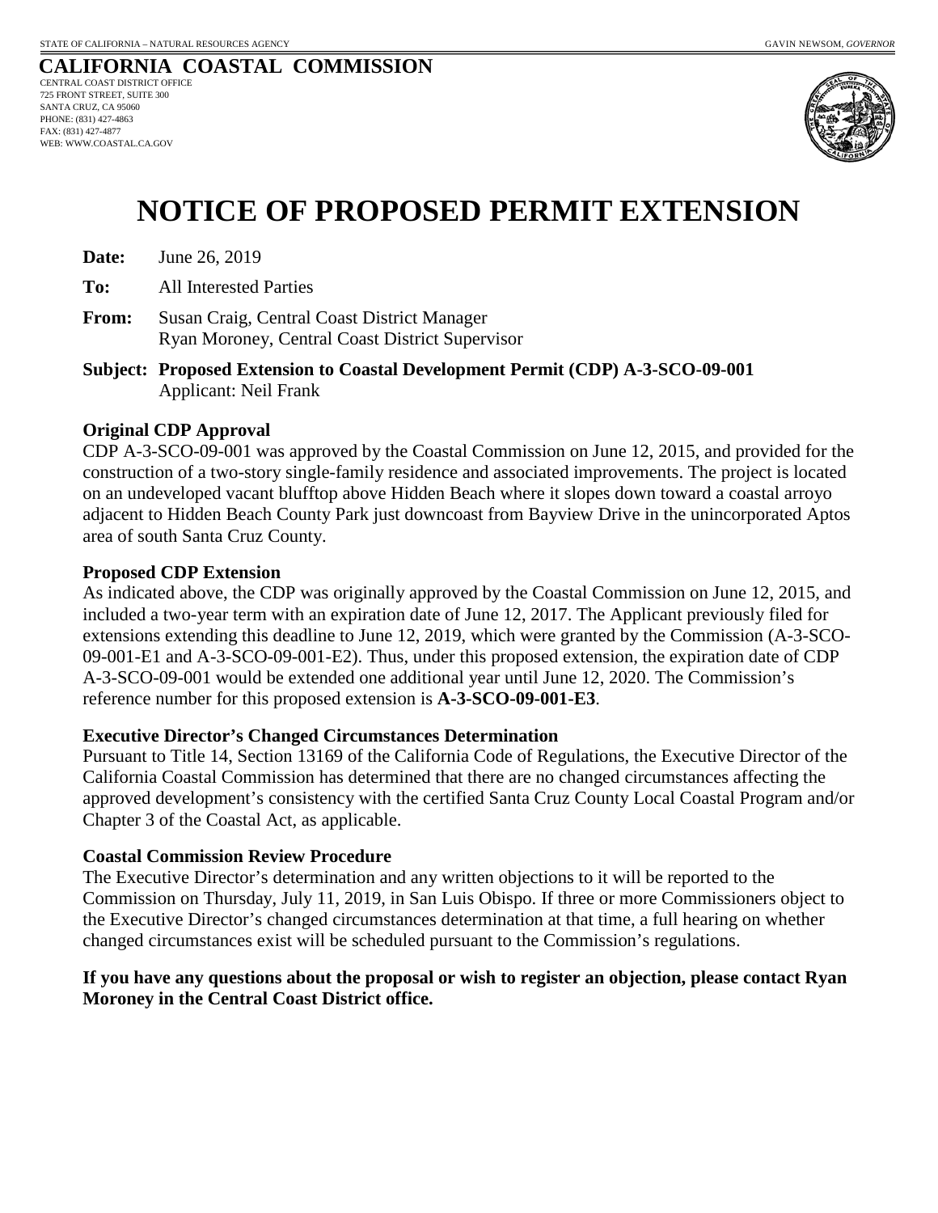STATE OF CALIFORNIA – NATURAL RESOURCES AGENCY GAVIN NEWSOM, *GOVERNOR*

**CALIFORNIA COASTAL COMMISSION**
CENTRAL COAST DISTRICT OFFICE
725 FRONT STREET, SUITE 300
SANTA CRUZ, CA 95060
PHONE: (831) 427-4863
FAX: (831) 427-4877
WEB: WWW.COASTAL.CA.GOV

# NOTICE OF PROPOSED PERMIT EXTENSION

**Date:** June 26, 2019

**To:** All Interested Parties

**From:** Susan Craig, Central Coast District Manager
Ryan Moroney, Central Coast District Supervisor

**Subject: Proposed Extension to Coastal Development Permit (CDP) A-3-SCO-09-001**
Applicant: Neil Frank

**Original CDP Approval**

CDP A-3-SCO-09-001 was approved by the Coastal Commission on June 12, 2015, and provided for the construction of a two-story single-family residence and associated improvements. The project is located on an undeveloped vacant blufftop above Hidden Beach where it slopes down toward a coastal arroyo adjacent to Hidden Beach County Park just downcoast from Bayview Drive in the unincorporated Aptos area of south Santa Cruz County.

**Proposed CDP Extension**

As indicated above, the CDP was originally approved by the Coastal Commission on June 12, 2015, and included a two-year term with an expiration date of June 12, 2017. The Applicant previously filed for extensions extending this deadline to June 12, 2019, which were granted by the Commission (A-3-SCO-09-001-E1 and A-3-SCO-09-001-E2). Thus, under this proposed extension, the expiration date of CDP A-3-SCO-09-001 would be extended one additional year until June 12, 2020. The Commission's reference number for this proposed extension is **A-3-SCO-09-001-E3**.

**Executive Director's Changed Circumstances Determination**

Pursuant to Title 14, Section 13169 of the California Code of Regulations, the Executive Director of the California Coastal Commission has determined that there are no changed circumstances affecting the approved development's consistency with the certified Santa Cruz County Local Coastal Program and/or Chapter 3 of the Coastal Act, as applicable.

**Coastal Commission Review Procedure**

The Executive Director's determination and any written objections to it will be reported to the Commission on Thursday, July 11, 2019, in San Luis Obispo. If three or more Commissioners object to the Executive Director's changed circumstances determination at that time, a full hearing on whether changed circumstances exist will be scheduled pursuant to the Commission's regulations.

**If you have any questions about the proposal or wish to register an objection, please contact Ryan Moroney in the Central Coast District office.**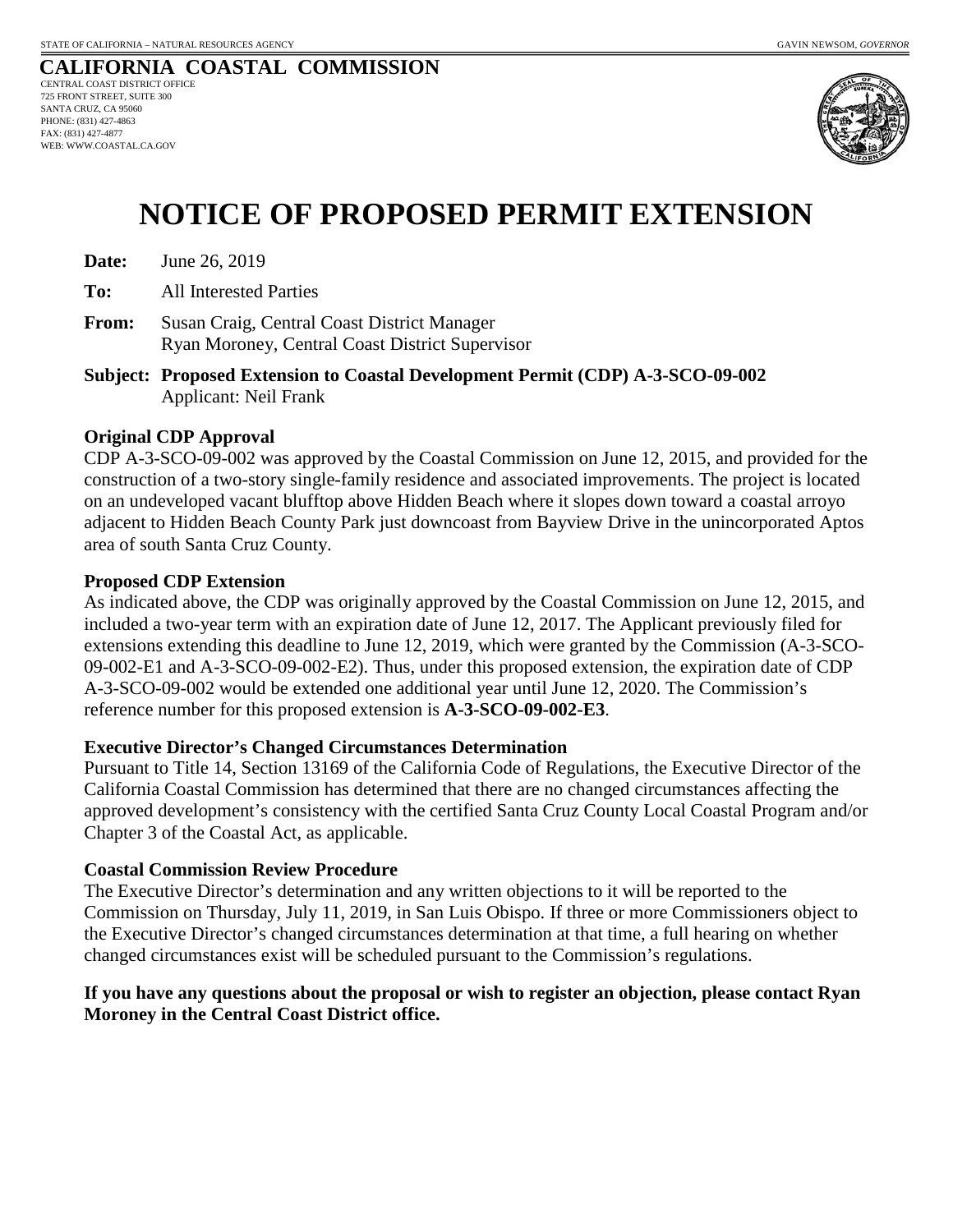STATE OF CALIFORNIA – NATURAL RESOURCES AGENCY GAVIN NEWSOM, *GOVERNOR*

**CALIFORNIA COASTAL COMMISSION**
CENTRAL COAST DISTRICT OFFICE
725 FRONT STREET, SUITE 300
SANTA CRUZ, CA 95060
PHONE: (831) 427-4863
FAX: (831) 427-4877
WEB: WWW.COASTAL.CA.GOV

# NOTICE OF PROPOSED PERMIT EXTENSION

**Date:** June 26, 2019

**To:** All Interested Parties

**From:** Susan Craig, Central Coast District Manager
Ryan Moroney, Central Coast District Supervisor

**Subject: Proposed Extension to Coastal Development Permit (CDP) A-3-SCO-09-002**
Applicant: Neil Frank

**Original CDP Approval**

CDP A-3-SCO-09-002 was approved by the Coastal Commission on June 12, 2015, and provided for the construction of a two-story single-family residence and associated improvements. The project is located on an undeveloped vacant blufftop above Hidden Beach where it slopes down toward a coastal arroyo adjacent to Hidden Beach County Park just downcoast from Bayview Drive in the unincorporated Aptos area of south Santa Cruz County.

**Proposed CDP Extension**

As indicated above, the CDP was originally approved by the Coastal Commission on June 12, 2015, and included a two-year term with an expiration date of June 12, 2017. The Applicant previously filed for extensions extending this deadline to June 12, 2019, which were granted by the Commission (A-3-SCO-09-002-E1 and A-3-SCO-09-002-E2). Thus, under this proposed extension, the expiration date of CDP A-3-SCO-09-002 would be extended one additional year until June 12, 2020. The Commission's reference number for this proposed extension is **A-3-SCO-09-002-E3**.

**Executive Director's Changed Circumstances Determination**

Pursuant to Title 14, Section 13169 of the California Code of Regulations, the Executive Director of the California Coastal Commission has determined that there are no changed circumstances affecting the approved development's consistency with the certified Santa Cruz County Local Coastal Program and/or Chapter 3 of the Coastal Act, as applicable.

**Coastal Commission Review Procedure**

The Executive Director's determination and any written objections to it will be reported to the Commission on Thursday, July 11, 2019, in San Luis Obispo. If three or more Commissioners object to the Executive Director's changed circumstances determination at that time, a full hearing on whether changed circumstances exist will be scheduled pursuant to the Commission's regulations.

**If you have any questions about the proposal or wish to register an objection, please contact Ryan Moroney in the Central Coast District office.**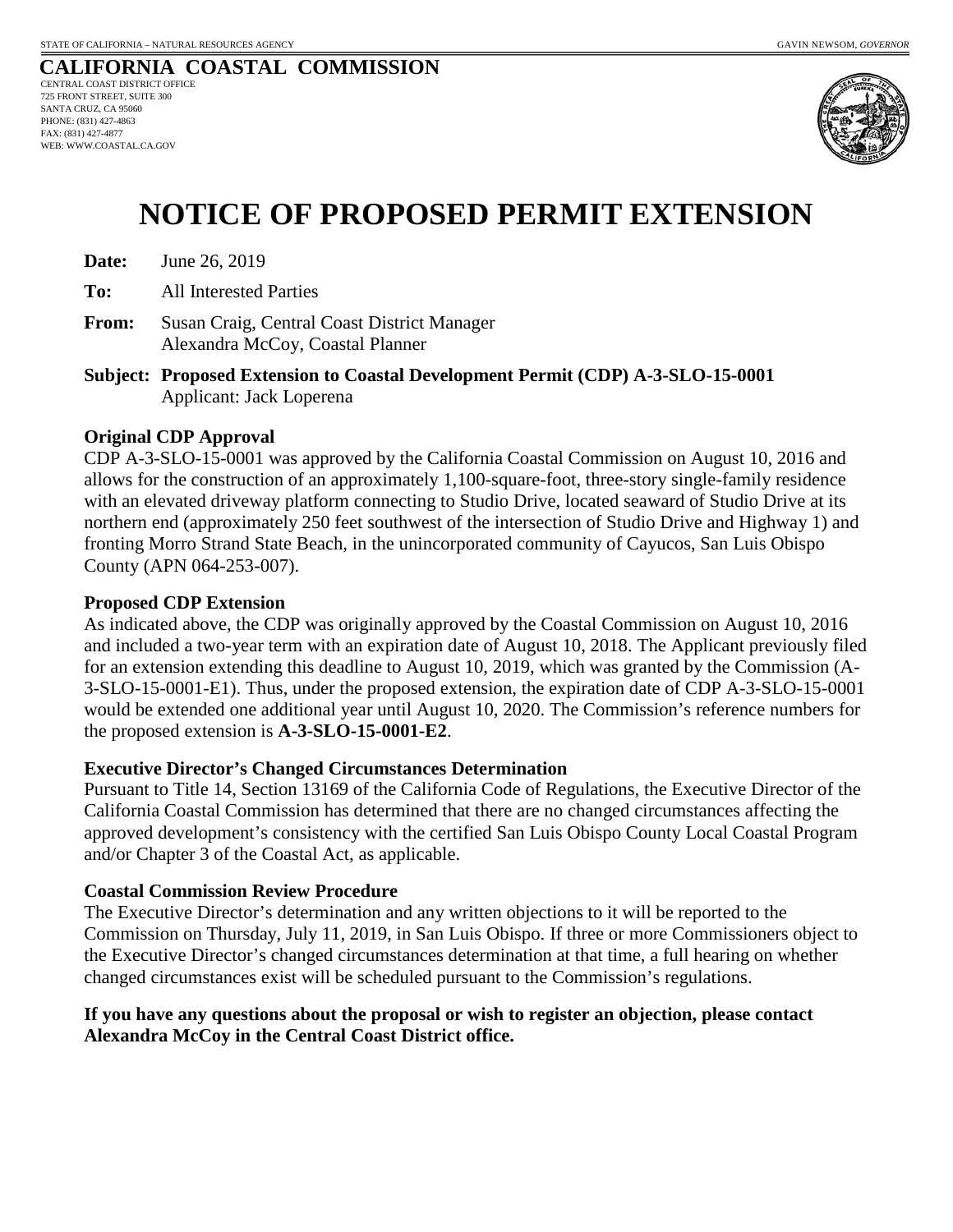STATE OF CALIFORNIA – NATURAL RESOURCES AGENCY

GAVIN NEWSOM, *GOVERNOR*

**CALIFORNIA COASTAL COMMISSION**
CENTRAL COAST DISTRICT OFFICE
725 FRONT STREET, SUITE 300
SANTA CRUZ, CA 95060
PHONE: (831) 427-4863
FAX: (831) 427-4877
WEB: WWW.COASTAL.CA.GOV

# NOTICE OF PROPOSED PERMIT EXTENSION

**Date:** June 26, 2019

**To:** All Interested Parties

**From:** Susan Craig, Central Coast District Manager
Alexandra McCoy, Coastal Planner

**Subject: Proposed Extension to Coastal Development Permit (CDP) A-3-SLO-15-0001**
Applicant: Jack Loperena

**Original CDP Approval**

CDP A-3-SLO-15-0001 was approved by the California Coastal Commission on August 10, 2016 and allows for the construction of an approximately 1,100-square-foot, three-story single-family residence with an elevated driveway platform connecting to Studio Drive, located seaward of Studio Drive at its northern end (approximately 250 feet southwest of the intersection of Studio Drive and Highway 1) and fronting Morro Strand State Beach, in the unincorporated community of Cayucos, San Luis Obispo County (APN 064-253-007).

**Proposed CDP Extension**

As indicated above, the CDP was originally approved by the Coastal Commission on August 10, 2016 and included a two-year term with an expiration date of August 10, 2018. The Applicant previously filed for an extension extending this deadline to August 10, 2019, which was granted by the Commission (A-3-SLO-15-0001-E1). Thus, under the proposed extension, the expiration date of CDP A-3-SLO-15-0001 would be extended one additional year until August 10, 2020. The Commission's reference numbers for the proposed extension is **A-3-SLO-15-0001-E2**.

**Executive Director's Changed Circumstances Determination**

Pursuant to Title 14, Section 13169 of the California Code of Regulations, the Executive Director of the California Coastal Commission has determined that there are no changed circumstances affecting the approved development's consistency with the certified San Luis Obispo County Local Coastal Program and/or Chapter 3 of the Coastal Act, as applicable.

**Coastal Commission Review Procedure**

The Executive Director's determination and any written objections to it will be reported to the Commission on Thursday, July 11, 2019, in San Luis Obispo. If three or more Commissioners object to the Executive Director's changed circumstances determination at that time, a full hearing on whether changed circumstances exist will be scheduled pursuant to the Commission's regulations.

**If you have any questions about the proposal or wish to register an objection, please contact Alexandra McCoy in the Central Coast District office.**